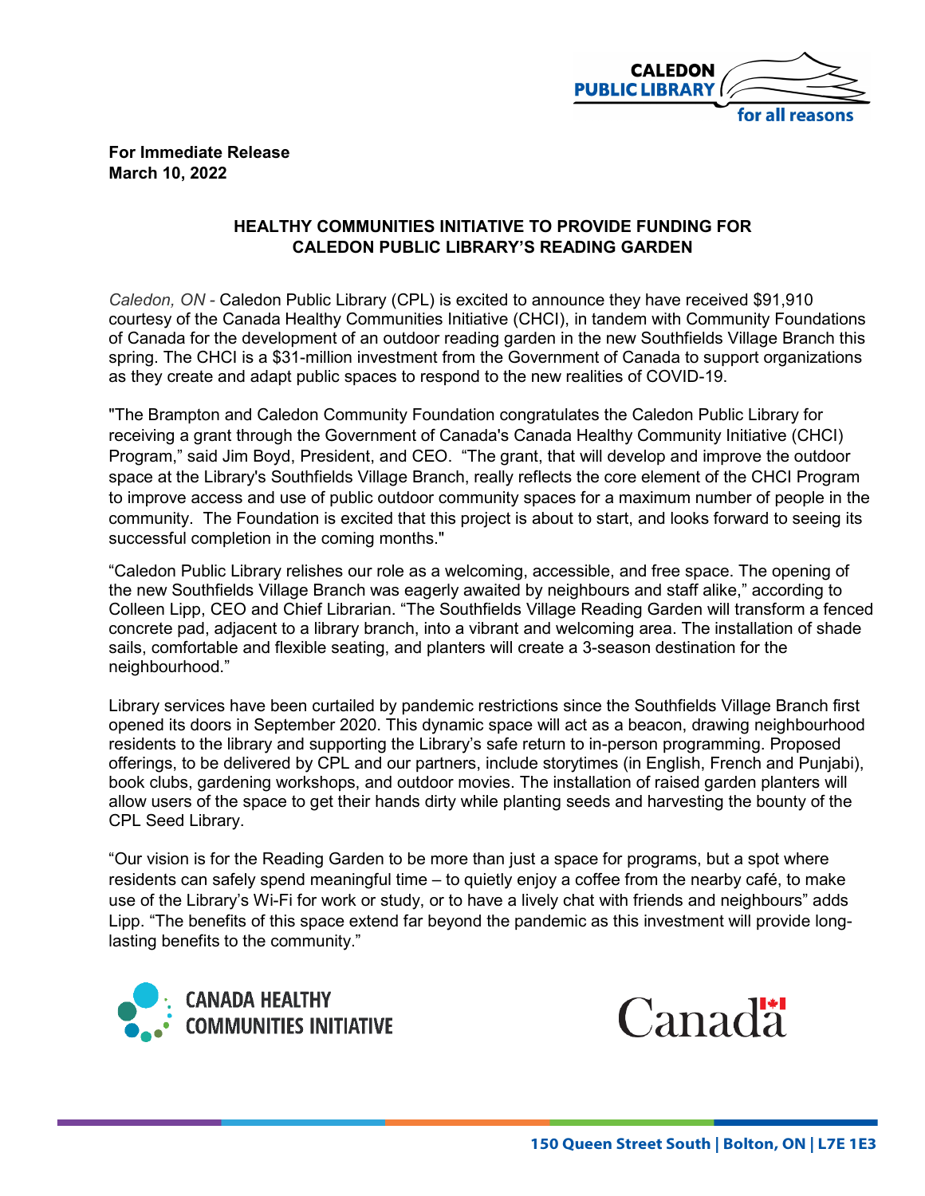**For Immediate Release**
**March 10, 2022**

## HEALTHY COMMUNITIES INITIATIVE TO PROVIDE FUNDING FOR CALEDON PUBLIC LIBRARY'S READING GARDEN

*Caledon, ON* - Caledon Public Library (CPL) is excited to announce they have received $91,910 courtesy of the Canada Healthy Communities Initiative (CHCI), in tandem with Community Foundations of Canada for the development of an outdoor reading garden in the new Southfields Village Branch this spring. The CHCI is a $31-million investment from the Government of Canada to support organizations as they create and adapt public spaces to respond to the new realities of COVID-19.

"The Brampton and Caledon Community Foundation congratulates the Caledon Public Library for receiving a grant through the Government of Canada's Canada Healthy Community Initiative (CHCI) Program," said Jim Boyd, President, and CEO. "The grant, that will develop and improve the outdoor space at the Library's Southfields Village Branch, really reflects the core element of the CHCI Program to improve access and use of public outdoor community spaces for a maximum number of people in the community. The Foundation is excited that this project is about to start, and looks forward to seeing its successful completion in the coming months."

"Caledon Public Library relishes our role as a welcoming, accessible, and free space. The opening of the new Southfields Village Branch was eagerly awaited by neighbours and staff alike," according to Colleen Lipp, CEO and Chief Librarian. "The Southfields Village Reading Garden will transform a fenced concrete pad, adjacent to a library branch, into a vibrant and welcoming area. The installation of shade sails, comfortable and flexible seating, and planters will create a 3-season destination for the neighbourhood."

Library services have been curtailed by pandemic restrictions since the Southfields Village Branch first opened its doors in September 2020. This dynamic space will act as a beacon, drawing neighbourhood residents to the library and supporting the Library's safe return to in-person programming. Proposed offerings, to be delivered by CPL and our partners, include storytimes (in English, French and Punjabi), book clubs, gardening workshops, and outdoor movies. The installation of raised garden planters will allow users of the space to get their hands dirty while planting seeds and harvesting the bounty of the CPL Seed Library.

"Our vision is for the Reading Garden to be more than just a space for programs, but a spot where residents can safely spend meaningful time – to quietly enjoy a coffee from the nearby café, to make use of the Library's Wi-Fi for work or study, or to have a lively chat with friends and neighbours" adds Lipp. "The benefits of this space extend far beyond the pandemic as this investment will provide long-lasting benefits to the community."

CANADA HEALTHY COMMUNITIES INITIATIVE

Canada

150 Queen Street South | Bolton, ON | L7E 1E3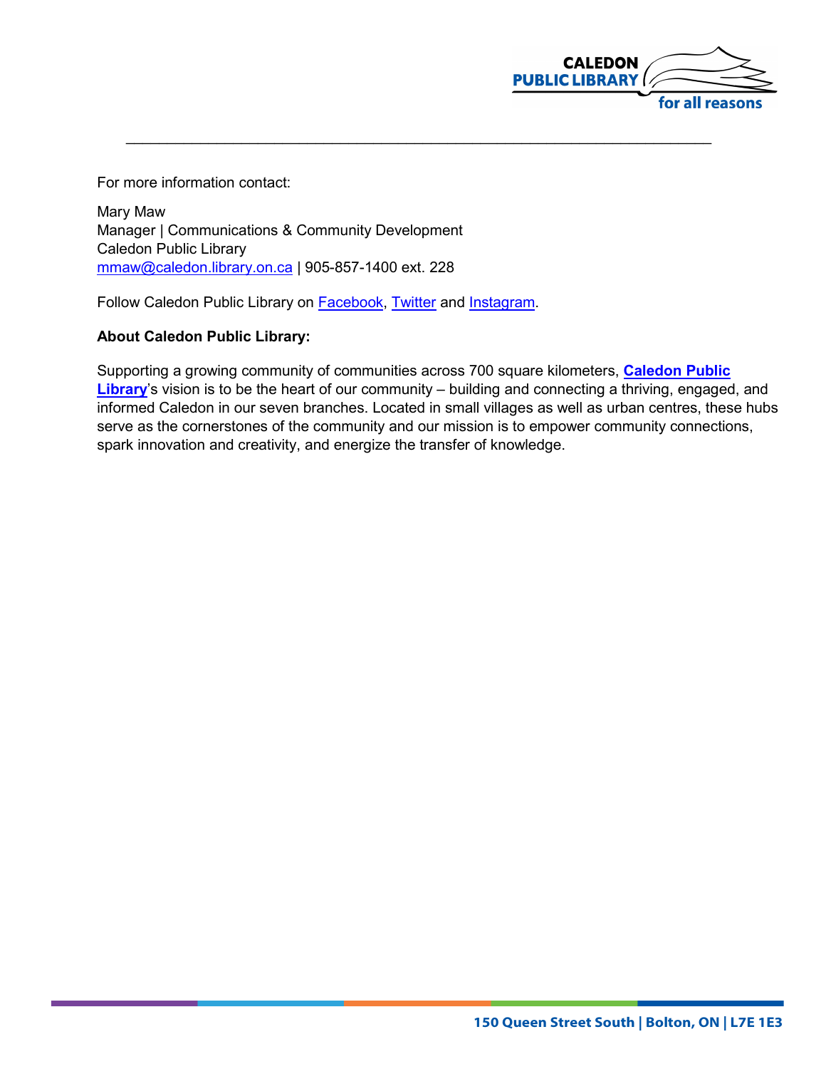For more information contact:

Mary Maw
Manager | Communications & Community Development
Caledon Public Library
mmaw@caledon.library.on.ca | 905-857-1400 ext. 228

Follow Caledon Public Library on Facebook, Twitter and Instagram.

**About Caledon Public Library:**

Supporting a growing community of communities across 700 square kilometers, **Caledon Public Library**'s vision is to be the heart of our community – building and connecting a thriving, engaged, and informed Caledon in our seven branches. Located in small villages as well as urban centres, these hubs serve as the cornerstones of the community and our mission is to empower community connections, spark innovation and creativity, and energize the transfer of knowledge.